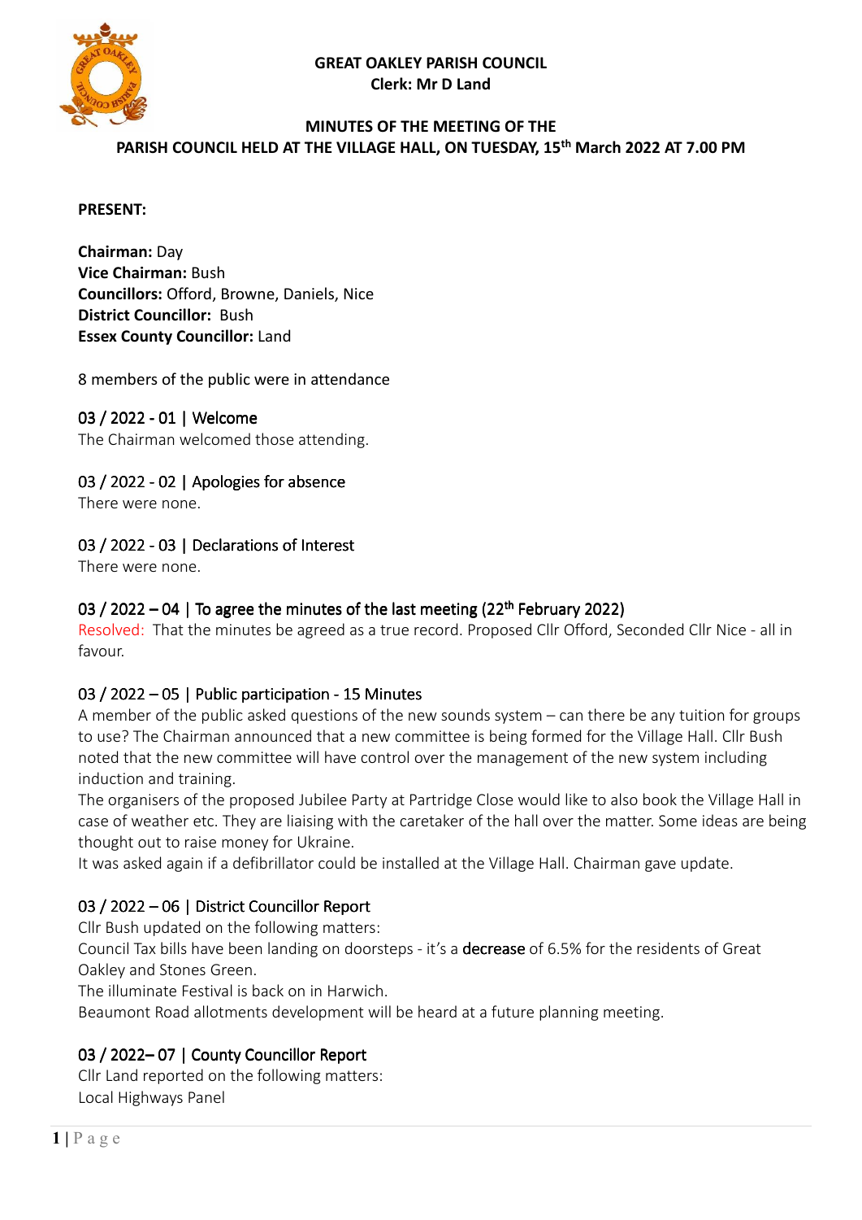**GREAT OAKLEY PARISH COUNCIL**
**Clerk: Mr D Land**

**MINUTES OF THE MEETING OF THE PARISH COUNCIL HELD AT THE VILLAGE HALL, ON TUESDAY, 15th March 2022 AT 7.00 PM**

**PRESENT:**

**Chairman:** Day
**Vice Chairman:** Bush
**Councillors:** Offord, Browne, Daniels, Nice
**District Councillor:** Bush
**Essex County Councillor:** Land

8 members of the public were in attendance

## 03 / 2022 - 01 | Welcome

The Chairman welcomed those attending.

## 03 / 2022 - 02 | Apologies for absence

There were none.

## 03 / 2022 - 03 | Declarations of Interest

There were none.

## 03 / 2022 – 04 | To agree the minutes of the last meeting (22th February 2022)

Resolved: That the minutes be agreed as a true record. Proposed Cllr Offord, Seconded Cllr Nice - all in favour.

## 03 / 2022 – 05 | Public participation - 15 Minutes

A member of the public asked questions of the new sounds system – can there be any tuition for groups to use? The Chairman announced that a new committee is being formed for the Village Hall. Cllr Bush noted that the new committee will have control over the management of the new system including induction and training.

The organisers of the proposed Jubilee Party at Partridge Close would like to also book the Village Hall in case of weather etc. They are liaising with the caretaker of the hall over the matter. Some ideas are being thought out to raise money for Ukraine.

It was asked again if a defibrillator could be installed at the Village Hall. Chairman gave update.

## 03 / 2022 – 06 | District Councillor Report

Cllr Bush updated on the following matters:

Council Tax bills have been landing on doorsteps - it's a **decrease** of 6.5% for the residents of Great Oakley and Stones Green.

The illuminate Festival is back on in Harwich.

Beaumont Road allotments development will be heard at a future planning meeting.

## 03 / 2022– 07 | County Councillor Report

Cllr Land reported on the following matters:

Local Highways Panel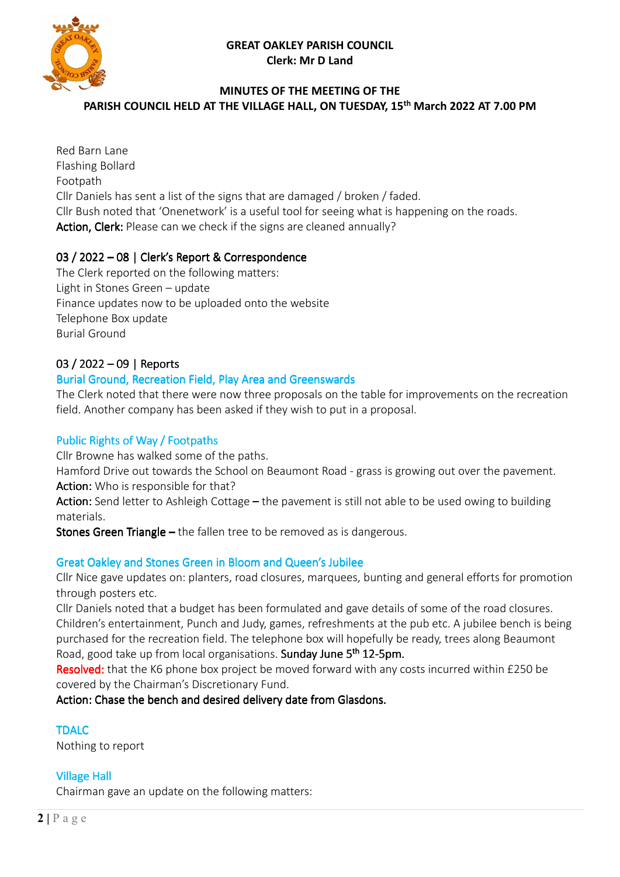**GREAT OAKLEY PARISH COUNCIL**
**Clerk: Mr D Land**

**MINUTES OF THE MEETING OF THE PARISH COUNCIL HELD AT THE VILLAGE HALL, ON TUESDAY, 15th March 2022 AT 7.00 PM**

Red Barn Lane
Flashing Bollard
Footpath
Cllr Daniels has sent a list of the signs that are damaged / broken / faded.
Cllr Bush noted that 'Onenetwork' is a useful tool for seeing what is happening on the roads.
**Action, Clerk:** Please can we check if the signs are cleaned annually?

## 03 / 2022 – 08 | Clerk's Report & Correspondence

The Clerk reported on the following matters:
Light in Stones Green – update
Finance updates now to be uploaded onto the website
Telephone Box update
Burial Ground

## 03 / 2022 – 09 | Reports

### Burial Ground, Recreation Field, Play Area and Greenswards

The Clerk noted that there were now three proposals on the table for improvements on the recreation field. Another company has been asked if they wish to put in a proposal.

### Public Rights of Way / Footpaths

Cllr Browne has walked some of the paths.
Hamford Drive out towards the School on Beaumont Road - grass is growing out over the pavement.
**Action:** Who is responsible for that?
**Action:** Send letter to Ashleigh Cottage – the pavement is still not able to be used owing to building materials.
**Stones Green Triangle –** the fallen tree to be removed as is dangerous.

### Great Oakley and Stones Green in Bloom and Queen's Jubilee

Cllr Nice gave updates on: planters, road closures, marquees, bunting and general efforts for promotion through posters etc.
Cllr Daniels noted that a budget has been formulated and gave details of some of the road closures. Children's entertainment, Punch and Judy, games, refreshments at the pub etc. A jubilee bench is being purchased for the recreation field. The telephone box will hopefully be ready, trees along Beaumont Road, good take up from local organisations. **Sunday June 5th 12-5pm.**
**Resolved:** that the K6 phone box project be moved forward with any costs incurred within £250 be covered by the Chairman's Discretionary Fund.
**Action: Chase the bench and desired delivery date from Glasdons.**

### TDALC

Nothing to report

### Village Hall

Chairman gave an update on the following matters: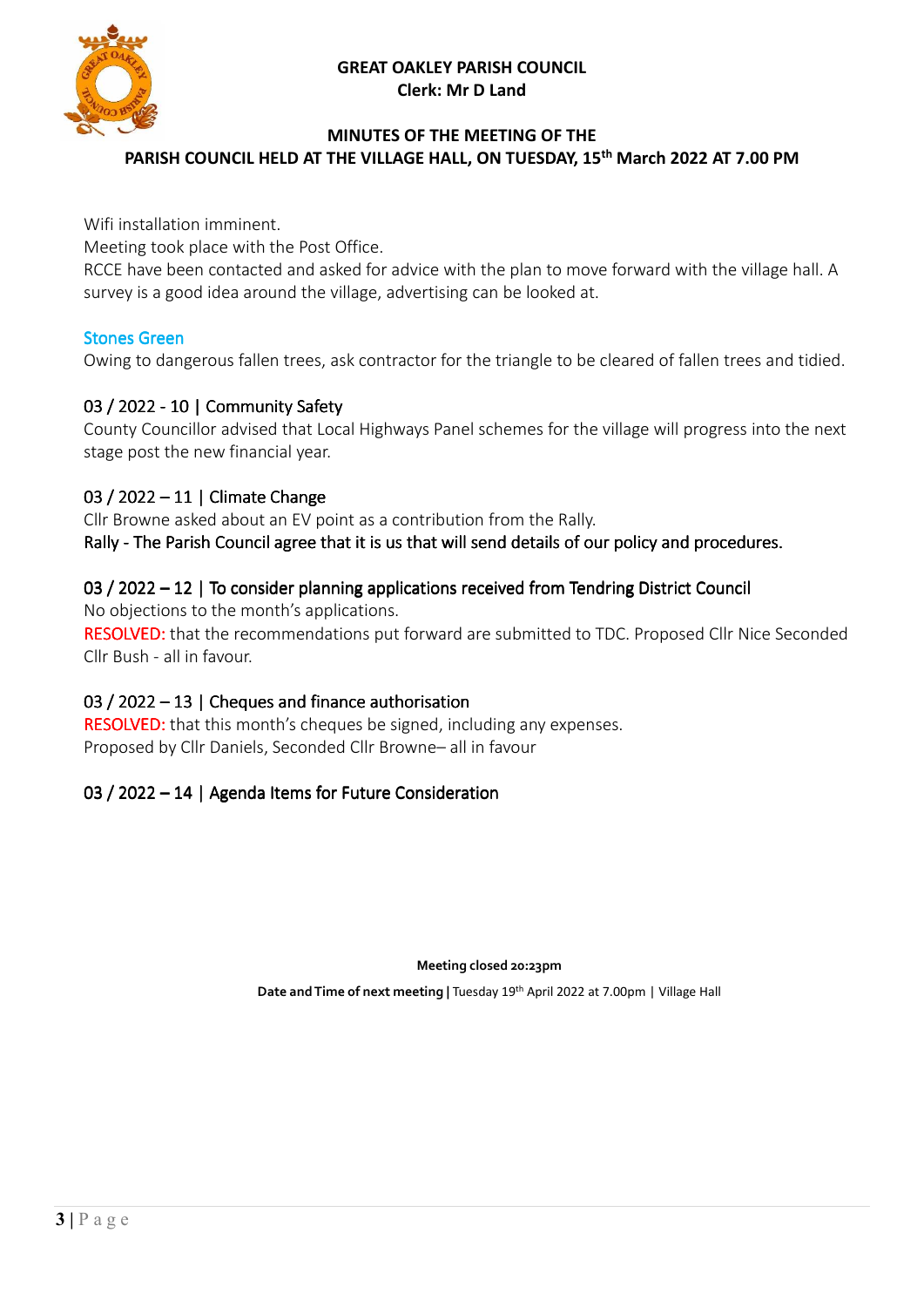**GREAT OAKLEY PARISH COUNCIL**
**Clerk: Mr D Land**

**MINUTES OF THE MEETING OF THE PARISH COUNCIL HELD AT THE VILLAGE HALL, ON TUESDAY, 15th March 2022 AT 7.00 PM**

Wifi installation imminent.
Meeting took place with the Post Office.
RCCE have been contacted and asked for advice with the plan to move forward with the village hall. A survey is a good idea around the village, advertising can be looked at.

### Stones Green

Owing to dangerous fallen trees, ask contractor for the triangle to be cleared of fallen trees and tidied.

### 03 / 2022 - 10 | Community Safety

County Councillor advised that Local Highways Panel schemes for the village will progress into the next stage post the new financial year.

### 03 / 2022 – 11 | Climate Change

Cllr Browne asked about an EV point as a contribution from the Rally.
Rally - The Parish Council agree that it is us that will send details of our policy and procedures.

### 03 / 2022 – 12 | To consider planning applications received from Tendring District Council

No objections to the month's applications.
RESOLVED: that the recommendations put forward are submitted to TDC. Proposed Cllr Nice Seconded Cllr Bush - all in favour.

### 03 / 2022 – 13 | Cheques and finance authorisation

RESOLVED: that this month's cheques be signed, including any expenses.
Proposed by Cllr Daniels, Seconded Cllr Browne– all in favour

### 03 / 2022 – 14 | Agenda Items for Future Consideration

**Meeting closed 20:23pm**

**Date and Time of next meeting |** Tuesday 19th April 2022 at 7.00pm | Village Hall